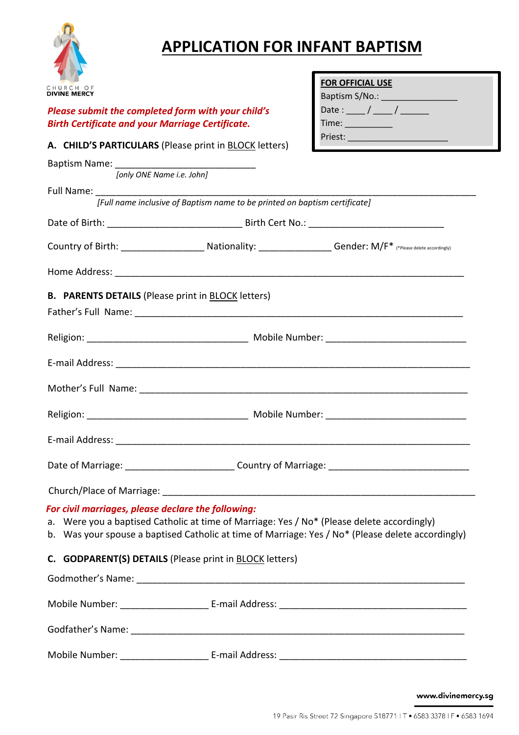CHURCH OF DIVINE MERCY

# APPLICATION FOR INFANT BAPTISM

***Please submit the completed form with your child's Birth Certificate and your Marriage Certificate.***

| **FOR OFFICIAL USE** |
|---|
| Baptism S/No.: _______________ |
| Date : ____ / ____ / ______ |
| Time: __________ |
| Priest: ____________________ |

## A. CHILD'S PARTICULARS (Please print in BLOCK letters)

Baptism Name: ___________________________
*[only ONE Name i.e. John]*

Full Name: ___________________________________________________________________________
*[Full name inclusive of Baptism name to be printed on baptism certificate]*

Date of Birth: __________________________ Birth Cert No.: __________________________

Country of Birth: ________________ Nationality: ______________ Gender: M/F* (*Please delete accordingly)

Home Address: ____________________________________________________________________

## B. PARENTS DETAILS (Please print in BLOCK letters)

Father's Full Name: _______________________________________________________________

Religion: _______________________________ Mobile Number: ___________________________

E-mail Address: ___________________________________________________________________

Mother's Full Name: _______________________________________________________________

Religion: _______________________________ Mobile Number: ___________________________

E-mail Address: ___________________________________________________________________

Date of Marriage: _____________________ Country of Marriage: ___________________________

Church/Place of Marriage: _________________________________________________________

***For civil marriages, please declare the following:***

a. Were you a baptised Catholic at time of Marriage: Yes / No* (Please delete accordingly)
b. Was your spouse a baptised Catholic at time of Marriage: Yes / No* (Please delete accordingly)

## C. GODPARENT(S) DETAILS (Please print in BLOCK letters)

Godmother's Name: ________________________________________________________________

Mobile Number: _________________ E-mail Address: ____________________________________

Godfather's Name: _________________________________________________________________

Mobile Number: _________________ E-mail Address: ____________________________________

www.divinemercy.sg

19 Pasir Ris Street 72 Singapore 518771 I T • 6583 3378 I F • 6583 1694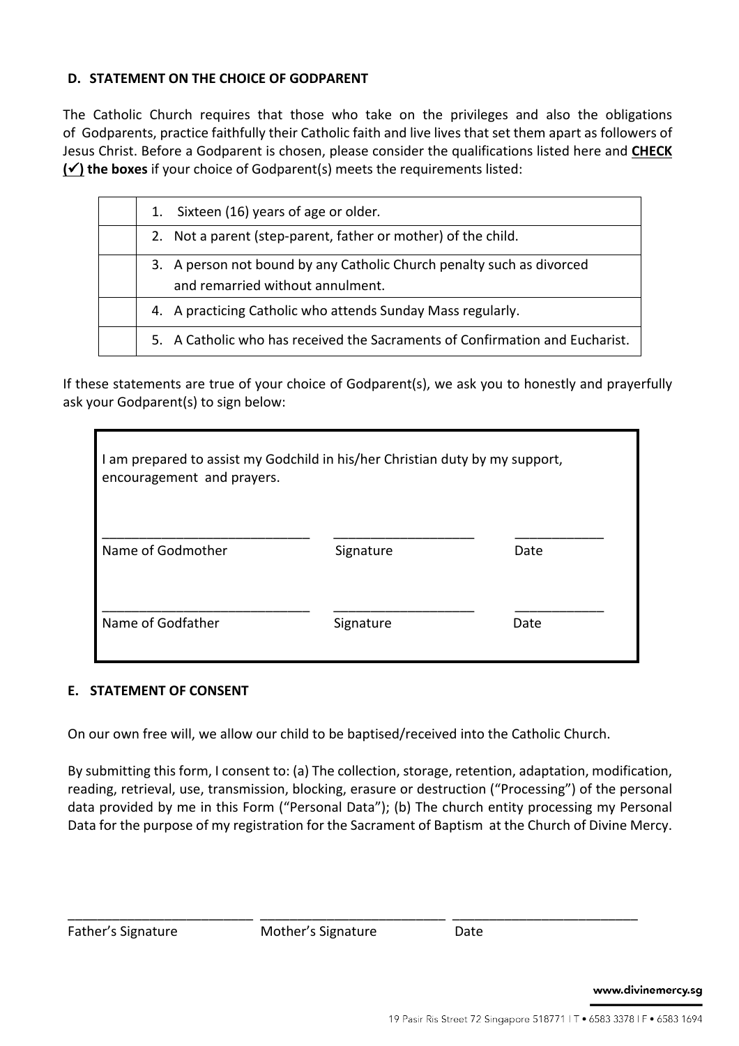### D. STATEMENT ON THE CHOICE OF GODPARENT

The Catholic Church requires that those who take on the privileges and also the obligations of Godparents, practice faithfully their Catholic faith and live lives that set them apart as followers of Jesus Christ. Before a Godparent is chosen, please consider the qualifications listed here and **<u>CHECK (✓)</u> the boxes** if your choice of Godparent(s) meets the requirements listed:

| | |
|---|---|
| | 1. Sixteen (16) years of age or older. |
| | 2. Not a parent (step-parent, father or mother) of the child. |
| | 3. A person not bound by any Catholic Church penalty such as divorced and remarried without annulment. |
| | 4. A practicing Catholic who attends Sunday Mass regularly. |
| | 5. A Catholic who has received the Sacraments of Confirmation and Eucharist. |

If these statements are true of your choice of Godparent(s), we ask you to honestly and prayerfully ask your Godparent(s) to sign below:

I am prepared to assist my Godchild in his/her Christian duty by my support, encouragement and prayers.

| | | |
|---|---|---|
| ____________________________ | ___________________ | ____________ |
| Name of Godmother | Signature | Date |
| ____________________________ | ___________________ | ____________ |
| Name of Godfather | Signature | Date |

### E. STATEMENT OF CONSENT

On our own free will, we allow our child to be baptised/received into the Catholic Church.

By submitting this form, I consent to: (a) The collection, storage, retention, adaptation, modification, reading, retrieval, use, transmission, blocking, erasure or destruction ("Processing") of the personal data provided by me in this Form ("Personal Data"); (b) The church entity processing my Personal Data for the purpose of my registration for the Sacrament of Baptism at the Church of Divine Mercy.

| | | |
|---|---|---|
| _________________________ | _________________________ | _________________________ |
| Father's Signature | Mother's Signature | Date |

www.divinemercy.sg

19 Pasir Ris Street 72 Singapore 518771 | T • 6583 3378 | F • 6583 1694